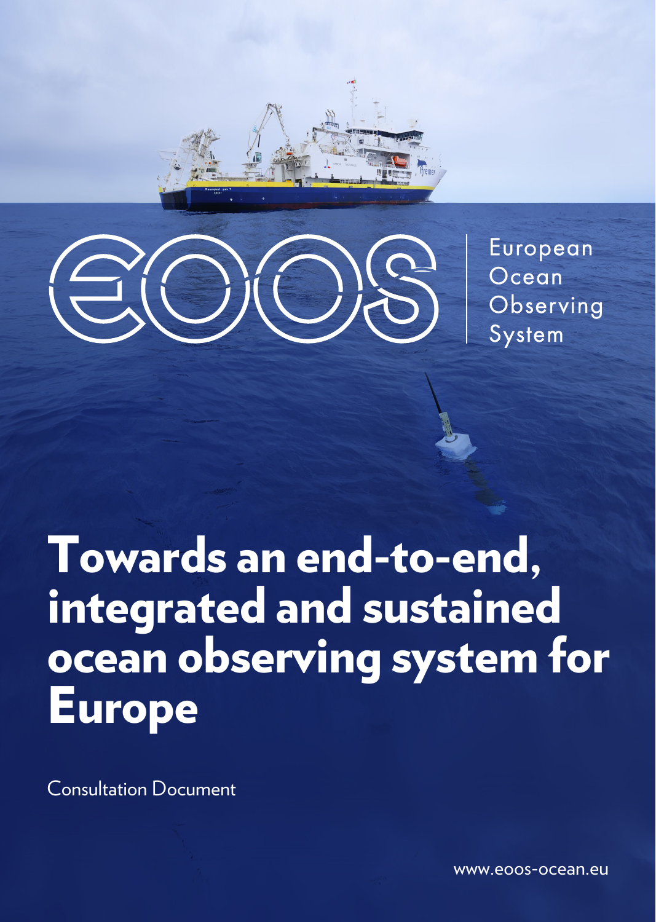EOOS

European Ocean Observing System

# Towards an end-to-end, integrated and sustained ocean observing system for Europe

Consultation Document

www.eoos-ocean.eu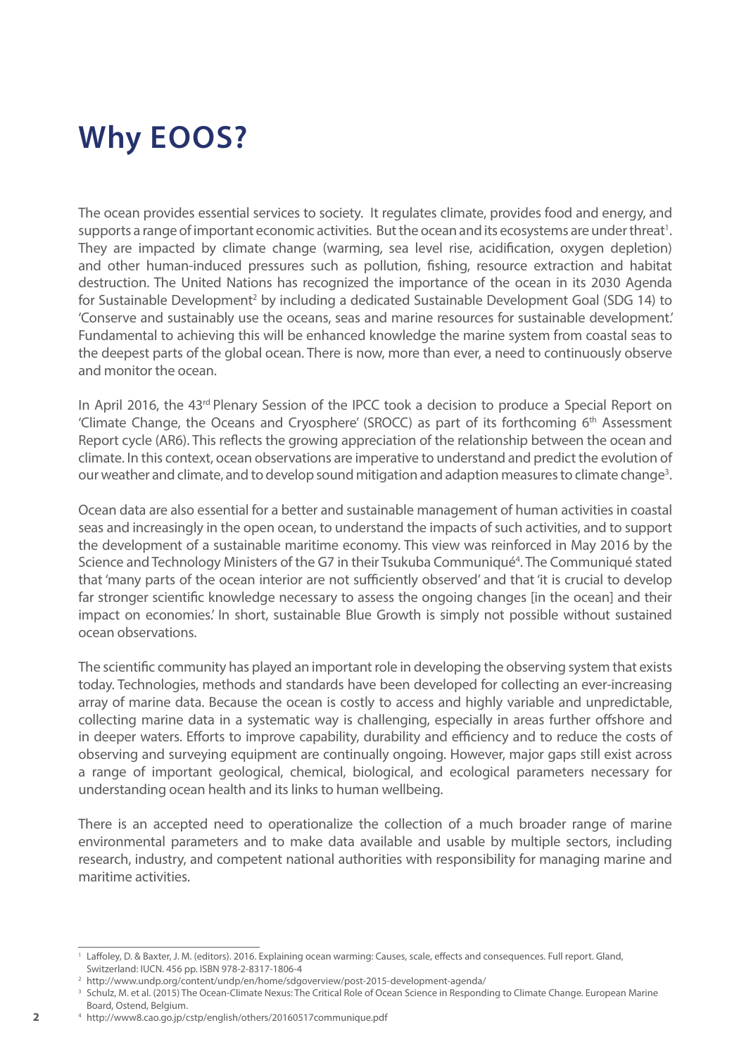# Why EOOS?

The ocean provides essential services to society. It regulates climate, provides food and energy, and supports a range of important economic activities. But the ocean and its ecosystems are under threat[1]. They are impacted by climate change (warming, sea level rise, acidification, oxygen depletion) and other human-induced pressures such as pollution, fishing, resource extraction and habitat destruction. The United Nations has recognized the importance of the ocean in its 2030 Agenda for Sustainable Development[2] by including a dedicated Sustainable Development Goal (SDG 14) to 'Conserve and sustainably use the oceans, seas and marine resources for sustainable development.' Fundamental to achieving this will be enhanced knowledge the marine system from coastal seas to the deepest parts of the global ocean. There is now, more than ever, a need to continuously observe and monitor the ocean.

In April 2016, the 43rd Plenary Session of the IPCC took a decision to produce a Special Report on 'Climate Change, the Oceans and Cryosphere' (SROCC) as part of its forthcoming 6th Assessment Report cycle (AR6). This reflects the growing appreciation of the relationship between the ocean and climate. In this context, ocean observations are imperative to understand and predict the evolution of our weather and climate, and to develop sound mitigation and adaption measures to climate change[3].

Ocean data are also essential for a better and sustainable management of human activities in coastal seas and increasingly in the open ocean, to understand the impacts of such activities, and to support the development of a sustainable maritime economy. This view was reinforced in May 2016 by the Science and Technology Ministers of the G7 in their Tsukuba Communiqué[4]. The Communiqué stated that 'many parts of the ocean interior are not sufficiently observed' and that 'it is crucial to develop far stronger scientific knowledge necessary to assess the ongoing changes [in the ocean] and their impact on economies.' In short, sustainable Blue Growth is simply not possible without sustained ocean observations.

The scientific community has played an important role in developing the observing system that exists today. Technologies, methods and standards have been developed for collecting an ever-increasing array of marine data. Because the ocean is costly to access and highly variable and unpredictable, collecting marine data in a systematic way is challenging, especially in areas further offshore and in deeper waters. Efforts to improve capability, durability and efficiency and to reduce the costs of observing and surveying equipment are continually ongoing. However, major gaps still exist across a range of important geological, chemical, biological, and ecological parameters necessary for understanding ocean health and its links to human wellbeing.

There is an accepted need to operationalize the collection of a much broader range of marine environmental parameters and to make data available and usable by multiple sectors, including research, industry, and competent national authorities with responsibility for managing marine and maritime activities.

---

[1] Laffoley, D. & Baxter, J. M. (editors). 2016. Explaining ocean warming: Causes, scale, effects and consequences. Full report. Gland, Switzerland: IUCN. 456 pp. ISBN 978-2-8317-1806-4

[2] http://www.undp.org/content/undp/en/home/sdgoverview/post-2015-development-agenda/

[3] Schulz, M. et al. (2015) The Ocean-Climate Nexus: The Critical Role of Ocean Science in Responding to Climate Change. European Marine Board, Ostend, Belgium.

[4] http://www8.cao.go.jp/cstp/english/others/20160517communique.pdf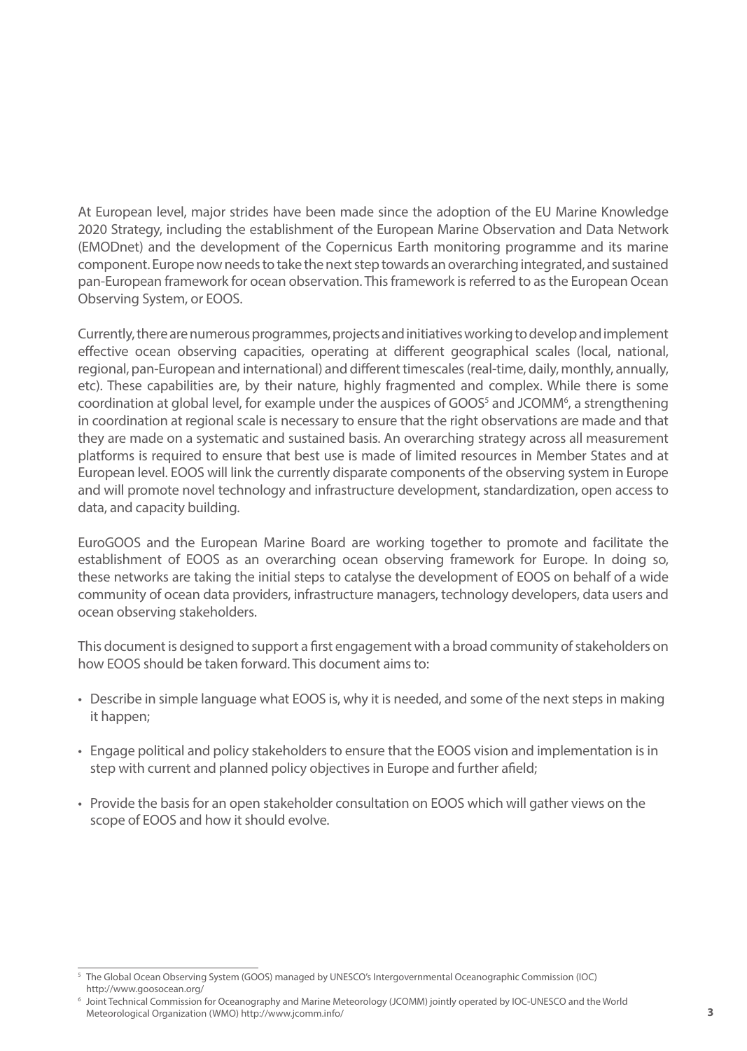At European level, major strides have been made since the adoption of the EU Marine Knowledge 2020 Strategy, including the establishment of the European Marine Observation and Data Network (EMODnet) and the development of the Copernicus Earth monitoring programme and its marine component. Europe now needs to take the next step towards an overarching integrated, and sustained pan-European framework for ocean observation. This framework is referred to as the European Ocean Observing System, or EOOS.

Currently, there are numerous programmes, projects and initiatives working to develop and implement effective ocean observing capacities, operating at different geographical scales (local, national, regional, pan-European and international) and different timescales (real-time, daily, monthly, annually, etc). These capabilities are, by their nature, highly fragmented and complex. While there is some coordination at global level, for example under the auspices of GOOS[5] and JCOMM[6], a strengthening in coordination at regional scale is necessary to ensure that the right observations are made and that they are made on a systematic and sustained basis. An overarching strategy across all measurement platforms is required to ensure that best use is made of limited resources in Member States and at European level. EOOS will link the currently disparate components of the observing system in Europe and will promote novel technology and infrastructure development, standardization, open access to data, and capacity building.

EuroGOOS and the European Marine Board are working together to promote and facilitate the establishment of EOOS as an overarching ocean observing framework for Europe. In doing so, these networks are taking the initial steps to catalyse the development of EOOS on behalf of a wide community of ocean data providers, infrastructure managers, technology developers, data users and ocean observing stakeholders.

This document is designed to support a first engagement with a broad community of stakeholders on how EOOS should be taken forward. This document aims to:

- Describe in simple language what EOOS is, why it is needed, and some of the next steps in making it happen;
- Engage political and policy stakeholders to ensure that the EOOS vision and implementation is in step with current and planned policy objectives in Europe and further afield;
- Provide the basis for an open stakeholder consultation on EOOS which will gather views on the scope of EOOS and how it should evolve.

---

[5] The Global Ocean Observing System (GOOS) managed by UNESCO's Intergovernmental Oceanographic Commission (IOC) http://www.goosocean.org/

[6] Joint Technical Commission for Oceanography and Marine Meteorology (JCOMM) jointly operated by IOC-UNESCO and the World Meteorological Organization (WMO) http://www.jcomm.info/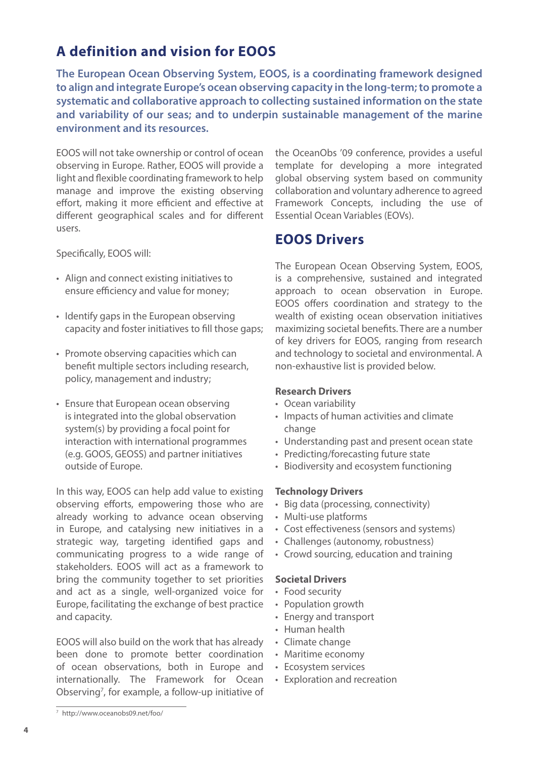## A definition and vision for EOOS

**The European Ocean Observing System, EOOS, is a coordinating framework designed to align and integrate Europe's ocean observing capacity in the long-term; to promote a systematic and collaborative approach to collecting sustained information on the state and variability of our seas; and to underpin sustainable management of the marine environment and its resources.**

EOOS will not take ownership or control of ocean observing in Europe. Rather, EOOS will provide a light and flexible coordinating framework to help manage and improve the existing observing effort, making it more efficient and effective at different geographical scales and for different users.

Specifically, EOOS will:

- Align and connect existing initiatives to ensure efficiency and value for money;
- Identify gaps in the European observing capacity and foster initiatives to fill those gaps;
- Promote observing capacities which can benefit multiple sectors including research, policy, management and industry;
- Ensure that European ocean observing is integrated into the global observation system(s) by providing a focal point for interaction with international programmes (e.g. GOOS, GEOSS) and partner initiatives outside of Europe.

In this way, EOOS can help add value to existing observing efforts, empowering those who are already working to advance ocean observing in Europe, and catalysing new initiatives in a strategic way, targeting identified gaps and communicating progress to a wide range of stakeholders. EOOS will act as a framework to bring the community together to set priorities and act as a single, well-organized voice for Europe, facilitating the exchange of best practice and capacity.

EOOS will also build on the work that has already been done to promote better coordination of ocean observations, both in Europe and internationally. The Framework for Ocean Observing[7], for example, a follow-up initiative of the OceanObs '09 conference, provides a useful template for developing a more integrated global observing system based on community collaboration and voluntary adherence to agreed Framework Concepts, including the use of Essential Ocean Variables (EOVs).

## EOOS Drivers

The European Ocean Observing System, EOOS, is a comprehensive, sustained and integrated approach to ocean observation in Europe. EOOS offers coordination and strategy to the wealth of existing ocean observation initiatives maximizing societal benefits. There are a number of key drivers for EOOS, ranging from research and technology to societal and environmental. A non-exhaustive list is provided below.

### Research Drivers

- Ocean variability
- Impacts of human activities and climate change
- Understanding past and present ocean state
- Predicting/forecasting future state
- Biodiversity and ecosystem functioning

### Technology Drivers

- Big data (processing, connectivity)
- Multi-use platforms
- Cost effectiveness (sensors and systems)
- Challenges (autonomy, robustness)
- Crowd sourcing, education and training

### Societal Drivers

- Food security
- Population growth
- Energy and transport
- Human health
- Climate change
- Maritime economy
- Ecosystem services
- Exploration and recreation

---

[7] http://www.oceanobs09.net/foo/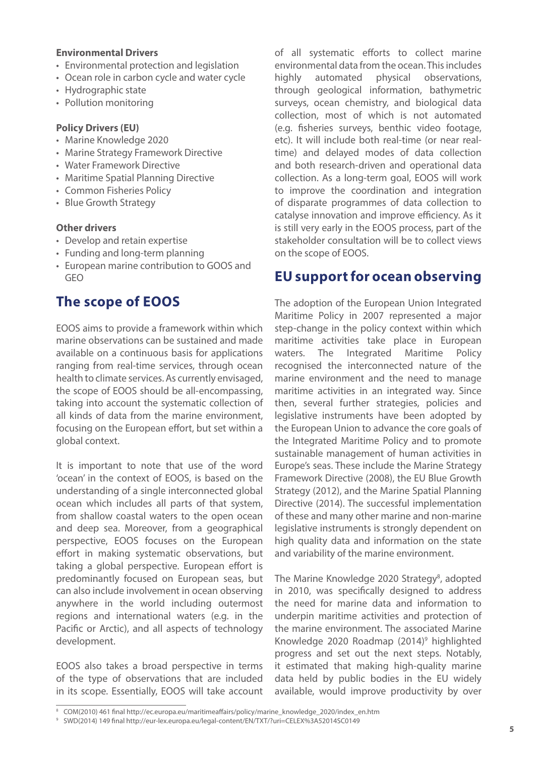**Environmental Drivers**

- Environmental protection and legislation
- Ocean role in carbon cycle and water cycle
- Hydrographic state
- Pollution monitoring

**Policy Drivers (EU)**

- Marine Knowledge 2020
- Marine Strategy Framework Directive
- Water Framework Directive
- Maritime Spatial Planning Directive
- Common Fisheries Policy
- Blue Growth Strategy

**Other drivers**

- Develop and retain expertise
- Funding and long-term planning
- European marine contribution to GOOS and GEO

## The scope of EOOS

EOOS aims to provide a framework within which marine observations can be sustained and made available on a continuous basis for applications ranging from real-time services, through ocean health to climate services. As currently envisaged, the scope of EOOS should be all-encompassing, taking into account the systematic collection of all kinds of data from the marine environment, focusing on the European effort, but set within a global context.

It is important to note that use of the word 'ocean' in the context of EOOS, is based on the understanding of a single interconnected global ocean which includes all parts of that system, from shallow coastal waters to the open ocean and deep sea. Moreover, from a geographical perspective, EOOS focuses on the European effort in making systematic observations, but taking a global perspective. European effort is predominantly focused on European seas, but can also include involvement in ocean observing anywhere in the world including outermost regions and international waters (e.g. in the Pacific or Arctic), and all aspects of technology development.

EOOS also takes a broad perspective in terms of the type of observations that are included in its scope. Essentially, EOOS will take account of all systematic efforts to collect marine environmental data from the ocean. This includes highly automated physical observations, through geological information, bathymetric surveys, ocean chemistry, and biological data collection, most of which is not automated (e.g. fisheries surveys, benthic video footage, etc). It will include both real-time (or near real-time) and delayed modes of data collection and both research-driven and operational data collection. As a long-term goal, EOOS will work to improve the coordination and integration of disparate programmes of data collection to catalyse innovation and improve efficiency. As it is still very early in the EOOS process, part of the stakeholder consultation will be to collect views on the scope of EOOS.

## EU support for ocean observing

The adoption of the European Union Integrated Maritime Policy in 2007 represented a major step-change in the policy context within which maritime activities take place in European waters. The Integrated Maritime Policy recognised the interconnected nature of the marine environment and the need to manage maritime activities in an integrated way. Since then, several further strategies, policies and legislative instruments have been adopted by the European Union to advance the core goals of the Integrated Maritime Policy and to promote sustainable management of human activities in Europe's seas. These include the Marine Strategy Framework Directive (2008), the EU Blue Growth Strategy (2012), and the Marine Spatial Planning Directive (2014). The successful implementation of these and many other marine and non-marine legislative instruments is strongly dependent on high quality data and information on the state and variability of the marine environment.

The Marine Knowledge 2020 Strategy[8], adopted in 2010, was specifically designed to address the need for marine data and information to underpin maritime activities and protection of the marine environment. The associated Marine Knowledge 2020 Roadmap (2014)[9] highlighted progress and set out the next steps. Notably, it estimated that making high-quality marine data held by public bodies in the EU widely available, would improve productivity by over

[8] COM(2010) 461 final http://ec.europa.eu/maritimeaffairs/policy/marine_knowledge_2020/index_en.htm

[9] SWD(2014) 149 final http://eur-lex.europa.eu/legal-content/EN/TXT/?uri=CELEX%3A52014SC0149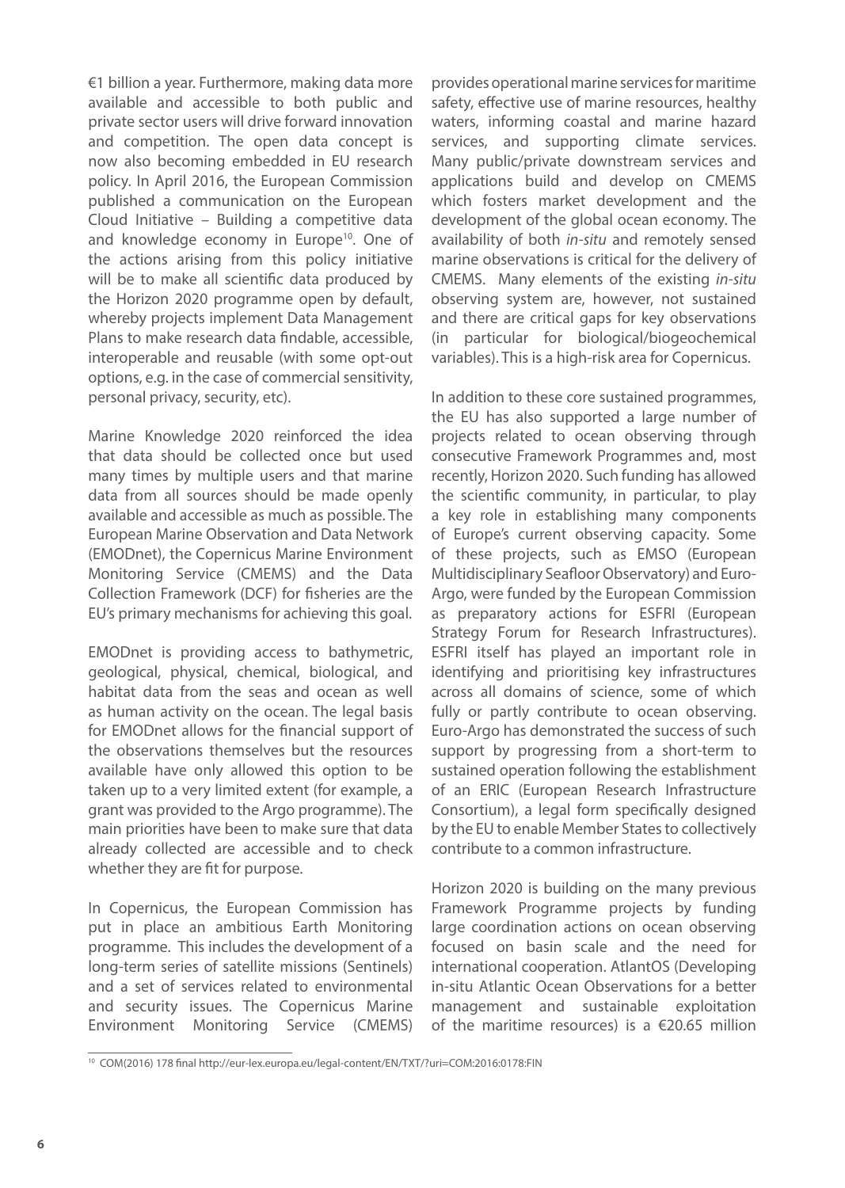€1 billion a year. Furthermore, making data more available and accessible to both public and private sector users will drive forward innovation and competition. The open data concept is now also becoming embedded in EU research policy. In April 2016, the European Commission published a communication on the European Cloud Initiative – Building a competitive data and knowledge economy in Europe[10]. One of the actions arising from this policy initiative will be to make all scientific data produced by the Horizon 2020 programme open by default, whereby projects implement Data Management Plans to make research data findable, accessible, interoperable and reusable (with some opt-out options, e.g. in the case of commercial sensitivity, personal privacy, security, etc).

Marine Knowledge 2020 reinforced the idea that data should be collected once but used many times by multiple users and that marine data from all sources should be made openly available and accessible as much as possible. The European Marine Observation and Data Network (EMODnet), the Copernicus Marine Environment Monitoring Service (CMEMS) and the Data Collection Framework (DCF) for fisheries are the EU's primary mechanisms for achieving this goal.

EMODnet is providing access to bathymetric, geological, physical, chemical, biological, and habitat data from the seas and ocean as well as human activity on the ocean. The legal basis for EMODnet allows for the financial support of the observations themselves but the resources available have only allowed this option to be taken up to a very limited extent (for example, a grant was provided to the Argo programme). The main priorities have been to make sure that data already collected are accessible and to check whether they are fit for purpose.

In Copernicus, the European Commission has put in place an ambitious Earth Monitoring programme. This includes the development of a long-term series of satellite missions (Sentinels) and a set of services related to environmental and security issues. The Copernicus Marine Environment Monitoring Service (CMEMS) provides operational marine services for maritime safety, effective use of marine resources, healthy waters, informing coastal and marine hazard services, and supporting climate services. Many public/private downstream services and applications build and develop on CMEMS which fosters market development and the development of the global ocean economy. The availability of both *in-situ* and remotely sensed marine observations is critical for the delivery of CMEMS. Many elements of the existing *in-situ* observing system are, however, not sustained and there are critical gaps for key observations (in particular for biological/biogeochemical variables). This is a high-risk area for Copernicus.

In addition to these core sustained programmes, the EU has also supported a large number of projects related to ocean observing through consecutive Framework Programmes and, most recently, Horizon 2020. Such funding has allowed the scientific community, in particular, to play a key role in establishing many components of Europe's current observing capacity. Some of these projects, such as EMSO (European Multidisciplinary Seafloor Observatory) and Euro-Argo, were funded by the European Commission as preparatory actions for ESFRI (European Strategy Forum for Research Infrastructures). ESFRI itself has played an important role in identifying and prioritising key infrastructures across all domains of science, some of which fully or partly contribute to ocean observing. Euro-Argo has demonstrated the success of such support by progressing from a short-term to sustained operation following the establishment of an ERIC (European Research Infrastructure Consortium), a legal form specifically designed by the EU to enable Member States to collectively contribute to a common infrastructure.

Horizon 2020 is building on the many previous Framework Programme projects by funding large coordination actions on ocean observing focused on basin scale and the need for international cooperation. AtlantOS (Developing in-situ Atlantic Ocean Observations for a better management and sustainable exploitation of the maritime resources) is a €20.65 million

[10] COM(2016) 178 final http://eur-lex.europa.eu/legal-content/EN/TXT/?uri=COM:2016:0178:FIN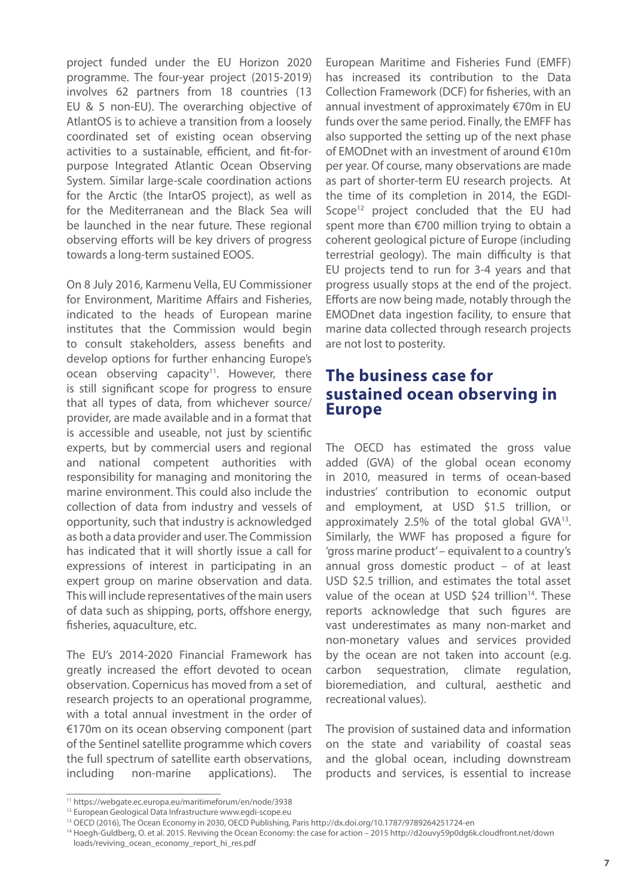project funded under the EU Horizon 2020 programme. The four-year project (2015-2019) involves 62 partners from 18 countries (13 EU & 5 non-EU). The overarching objective of AtlantOS is to achieve a transition from a loosely coordinated set of existing ocean observing activities to a sustainable, efficient, and fit-for-purpose Integrated Atlantic Ocean Observing System. Similar large-scale coordination actions for the Arctic (the IntarOS project), as well as for the Mediterranean and the Black Sea will be launched in the near future. These regional observing efforts will be key drivers of progress towards a long-term sustained EOOS.

On 8 July 2016, Karmenu Vella, EU Commissioner for Environment, Maritime Affairs and Fisheries, indicated to the heads of European marine institutes that the Commission would begin to consult stakeholders, assess benefits and develop options for further enhancing Europe's ocean observing capacity[11]. However, there is still significant scope for progress to ensure that all types of data, from whichever source/provider, are made available and in a format that is accessible and useable, not just by scientific experts, but by commercial users and regional and national competent authorities with responsibility for managing and monitoring the marine environment. This could also include the collection of data from industry and vessels of opportunity, such that industry is acknowledged as both a data provider and user. The Commission has indicated that it will shortly issue a call for expressions of interest in participating in an expert group on marine observation and data. This will include representatives of the main users of data such as shipping, ports, offshore energy, fisheries, aquaculture, etc.

The EU's 2014-2020 Financial Framework has greatly increased the effort devoted to ocean observation. Copernicus has moved from a set of research projects to an operational programme, with a total annual investment in the order of €170m on its ocean observing component (part of the Sentinel satellite programme which covers the full spectrum of satellite earth observations, including non-marine applications). The European Maritime and Fisheries Fund (EMFF) has increased its contribution to the Data Collection Framework (DCF) for fisheries, with an annual investment of approximately €70m in EU funds over the same period. Finally, the EMFF has also supported the setting up of the next phase of EMODnet with an investment of around €10m per year. Of course, many observations are made as part of shorter-term EU research projects. At the time of its completion in 2014, the EGDI-Scope[12] project concluded that the EU had spent more than €700 million trying to obtain a coherent geological picture of Europe (including terrestrial geology). The main difficulty is that EU projects tend to run for 3-4 years and that progress usually stops at the end of the project. Efforts are now being made, notably through the EMODnet data ingestion facility, to ensure that marine data collected through research projects are not lost to posterity.

## The business case for sustained ocean observing in Europe

The OECD has estimated the gross value added (GVA) of the global ocean economy in 2010, measured in terms of ocean-based industries' contribution to economic output and employment, at USD $1.5 trillion, or approximately 2.5% of the total global GVA[13]. Similarly, the WWF has proposed a figure for 'gross marine product' – equivalent to a country's annual gross domestic product – of at least USD $2.5 trillion, and estimates the total asset value of the ocean at USD $24 trillion[14]. These reports acknowledge that such figures are vast underestimates as many non-market and non-monetary values and services provided by the ocean are not taken into account (e.g. carbon sequestration, climate regulation, bioremediation, and cultural, aesthetic and recreational values).

The provision of sustained data and information on the state and variability of coastal seas and the global ocean, including downstream products and services, is essential to increase

---

[11] https://webgate.ec.europa.eu/maritimeforum/en/node/3938

[12] European Geological Data Infrastructure www.egdi-scope.eu

[13] OECD (2016), The Ocean Economy in 2030, OECD Publishing, Paris http://dx.doi.org/10.1787/9789264251724-en

[14] Hoegh-Guldberg, O. et al. 2015. Reviving the Ocean Economy: the case for action – 2015 http://d2ouvy59p0dg6k.cloudfront.net/downloads/reviving_ocean_economy_report_hi_res.pdf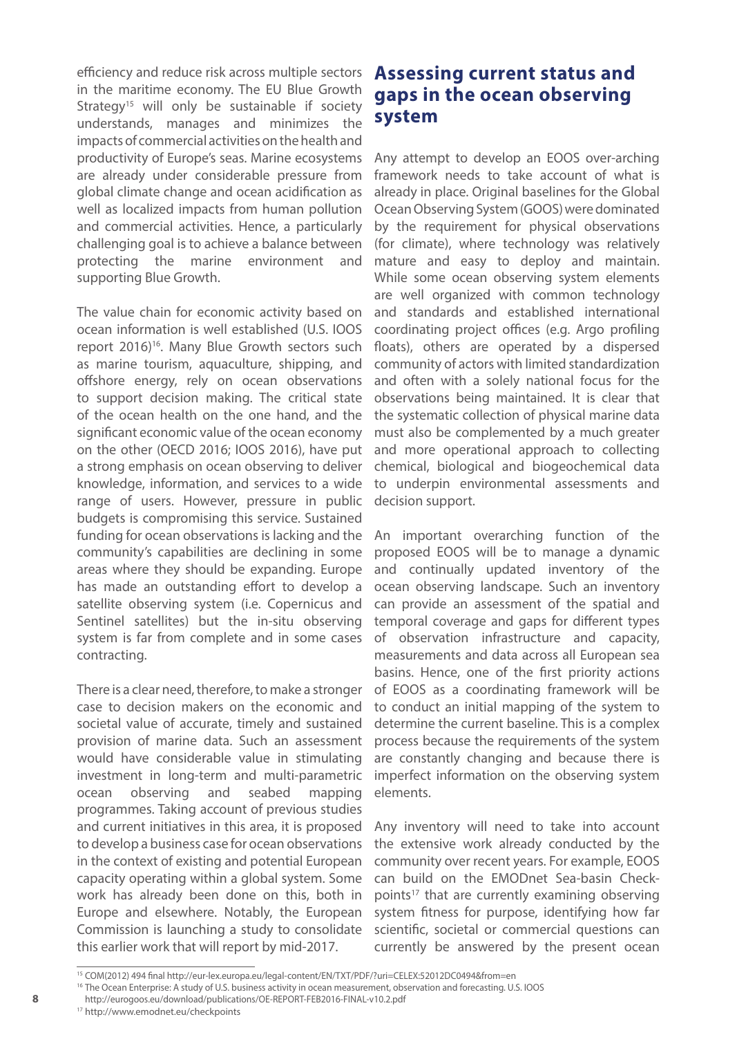efficiency and reduce risk across multiple sectors in the maritime economy. The EU Blue Growth Strategy[15] will only be sustainable if society understands, manages and minimizes the impacts of commercial activities on the health and productivity of Europe's seas. Marine ecosystems are already under considerable pressure from global climate change and ocean acidification as well as localized impacts from human pollution and commercial activities. Hence, a particularly challenging goal is to achieve a balance between protecting the marine environment and supporting Blue Growth.

The value chain for economic activity based on ocean information is well established (U.S. IOOS report 2016)[16]. Many Blue Growth sectors such as marine tourism, aquaculture, shipping, and offshore energy, rely on ocean observations to support decision making. The critical state of the ocean health on the one hand, and the significant economic value of the ocean economy on the other (OECD 2016; IOOS 2016), have put a strong emphasis on ocean observing to deliver knowledge, information, and services to a wide range of users. However, pressure in public budgets is compromising this service. Sustained funding for ocean observations is lacking and the community's capabilities are declining in some areas where they should be expanding. Europe has made an outstanding effort to develop a satellite observing system (i.e. Copernicus and Sentinel satellites) but the in-situ observing system is far from complete and in some cases contracting.

There is a clear need, therefore, to make a stronger case to decision makers on the economic and societal value of accurate, timely and sustained provision of marine data. Such an assessment would have considerable value in stimulating investment in long-term and multi-parametric ocean observing and seabed mapping programmes. Taking account of previous studies and current initiatives in this area, it is proposed to develop a business case for ocean observations in the context of existing and potential European capacity operating within a global system. Some work has already been done on this, both in Europe and elsewhere. Notably, the European Commission is launching a study to consolidate this earlier work that will report by mid-2017.

## Assessing current status and gaps in the ocean observing system

Any attempt to develop an EOOS over-arching framework needs to take account of what is already in place. Original baselines for the Global Ocean Observing System (GOOS) were dominated by the requirement for physical observations (for climate), where technology was relatively mature and easy to deploy and maintain. While some ocean observing system elements are well organized with common technology and standards and established international coordinating project offices (e.g. Argo profiling floats), others are operated by a dispersed community of actors with limited standardization and often with a solely national focus for the observations being maintained. It is clear that the systematic collection of physical marine data must also be complemented by a much greater and more operational approach to collecting chemical, biological and biogeochemical data to underpin environmental assessments and decision support.

An important overarching function of the proposed EOOS will be to manage a dynamic and continually updated inventory of the ocean observing landscape. Such an inventory can provide an assessment of the spatial and temporal coverage and gaps for different types of observation infrastructure and capacity, measurements and data across all European sea basins. Hence, one of the first priority actions of EOOS as a coordinating framework will be to conduct an initial mapping of the system to determine the current baseline. This is a complex process because the requirements of the system are constantly changing and because there is imperfect information on the observing system elements.

Any inventory will need to take into account the extensive work already conducted by the community over recent years. For example, EOOS can build on the EMODnet Sea-basin Check-points[17] that are currently examining observing system fitness for purpose, identifying how far scientific, societal or commercial questions can currently be answered by the present ocean

---

[15] COM(2012) 494 final http://eur-lex.europa.eu/legal-content/EN/TXT/PDF/?uri=CELEX:52012DC0494&from=en

[16] The Ocean Enterprise: A study of U.S. business activity in ocean measurement, observation and forecasting. U.S. IOOS http://eurogoos.eu/download/publications/OE-REPORT-FEB2016-FINAL-v10.2.pdf

[17] http://www.emodnet.eu/checkpoints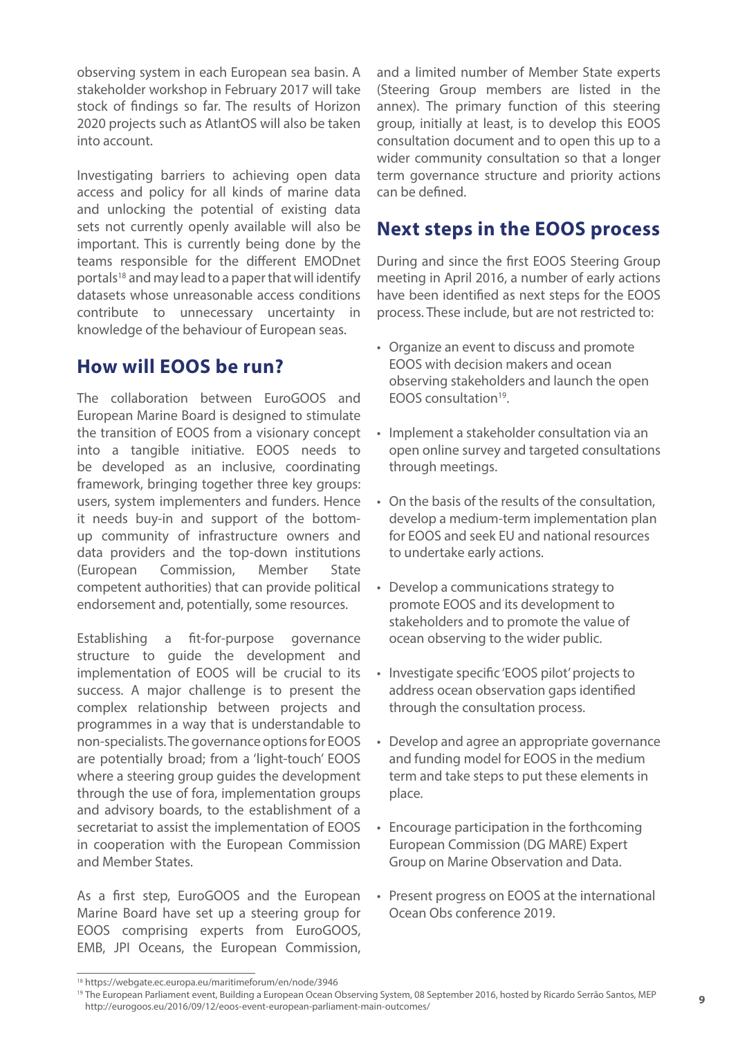observing system in each European sea basin. A stakeholder workshop in February 2017 will take stock of findings so far. The results of Horizon 2020 projects such as AtlantOS will also be taken into account.

Investigating barriers to achieving open data access and policy for all kinds of marine data and unlocking the potential of existing data sets not currently openly available will also be important. This is currently being done by the teams responsible for the different EMODnet portals[18] and may lead to a paper that will identify datasets whose unreasonable access conditions contribute to unnecessary uncertainty in knowledge of the behaviour of European seas.

## How will EOOS be run?

The collaboration between EuroGOOS and European Marine Board is designed to stimulate the transition of EOOS from a visionary concept into a tangible initiative. EOOS needs to be developed as an inclusive, coordinating framework, bringing together three key groups: users, system implementers and funders. Hence it needs buy-in and support of the bottom-up community of infrastructure owners and data providers and the top-down institutions (European Commission, Member State competent authorities) that can provide political endorsement and, potentially, some resources.

Establishing a fit-for-purpose governance structure to guide the development and implementation of EOOS will be crucial to its success. A major challenge is to present the complex relationship between projects and programmes in a way that is understandable to non-specialists. The governance options for EOOS are potentially broad; from a 'light-touch' EOOS where a steering group guides the development through the use of fora, implementation groups and advisory boards, to the establishment of a secretariat to assist the implementation of EOOS in cooperation with the European Commission and Member States.

As a first step, EuroGOOS and the European Marine Board have set up a steering group for EOOS comprising experts from EuroGOOS, EMB, JPI Oceans, the European Commission, and a limited number of Member State experts (Steering Group members are listed in the annex). The primary function of this steering group, initially at least, is to develop this EOOS consultation document and to open this up to a wider community consultation so that a longer term governance structure and priority actions can be defined.

## Next steps in the EOOS process

During and since the first EOOS Steering Group meeting in April 2016, a number of early actions have been identified as next steps for the EOOS process. These include, but are not restricted to:

- Organize an event to discuss and promote EOOS with decision makers and ocean observing stakeholders and launch the open EOOS consultation[19].
- Implement a stakeholder consultation via an open online survey and targeted consultations through meetings.
- On the basis of the results of the consultation, develop a medium-term implementation plan for EOOS and seek EU and national resources to undertake early actions.
- Develop a communications strategy to promote EOOS and its development to stakeholders and to promote the value of ocean observing to the wider public.
- Investigate specific 'EOOS pilot' projects to address ocean observation gaps identified through the consultation process.
- Develop and agree an appropriate governance and funding model for EOOS in the medium term and take steps to put these elements in place.
- Encourage participation in the forthcoming European Commission (DG MARE) Expert Group on Marine Observation and Data.
- Present progress on EOOS at the international Ocean Obs conference 2019.

[18] https://webgate.ec.europa.eu/maritimeforum/en/node/3946

[19] The European Parliament event, Building a European Ocean Observing System, 08 September 2016, hosted by Ricardo Serrão Santos, MEP http://eurogoos.eu/2016/09/12/eoos-event-european-parliament-main-outcomes/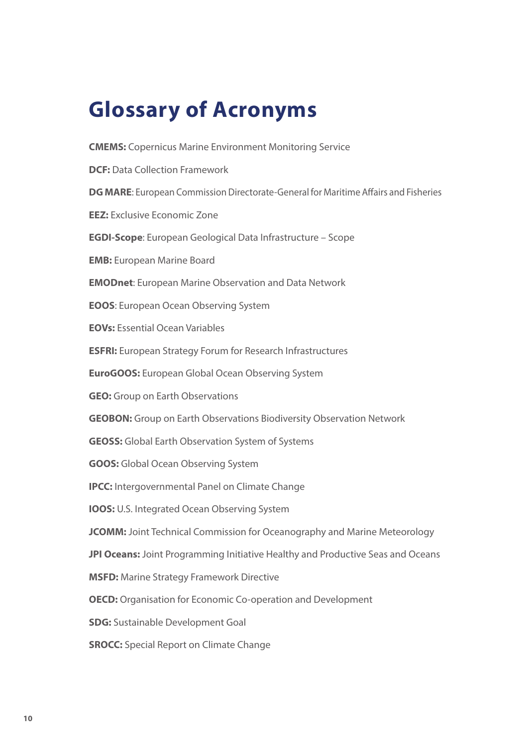# Glossary of Acronyms

**CMEMS:** Copernicus Marine Environment Monitoring Service

**DCF:** Data Collection Framework

**DG MARE**: European Commission Directorate-General for Maritime Affairs and Fisheries

**EEZ:** Exclusive Economic Zone

**EGDI-Scope**: European Geological Data Infrastructure – Scope

**EMB:** European Marine Board

**EMODnet**: European Marine Observation and Data Network

**EOOS**: European Ocean Observing System

**EOVs:** Essential Ocean Variables

**ESFRI:** European Strategy Forum for Research Infrastructures

**EuroGOOS:** European Global Ocean Observing System

**GEO:** Group on Earth Observations

**GEOBON:** Group on Earth Observations Biodiversity Observation Network

**GEOSS:** Global Earth Observation System of Systems

**GOOS:** Global Ocean Observing System

**IPCC:** Intergovernmental Panel on Climate Change

**IOOS:** U.S. Integrated Ocean Observing System

**JCOMM:** Joint Technical Commission for Oceanography and Marine Meteorology

**JPI Oceans:** Joint Programming Initiative Healthy and Productive Seas and Oceans

**MSFD:** Marine Strategy Framework Directive

**OECD:** Organisation for Economic Co-operation and Development

**SDG:** Sustainable Development Goal

**SROCC:** Special Report on Climate Change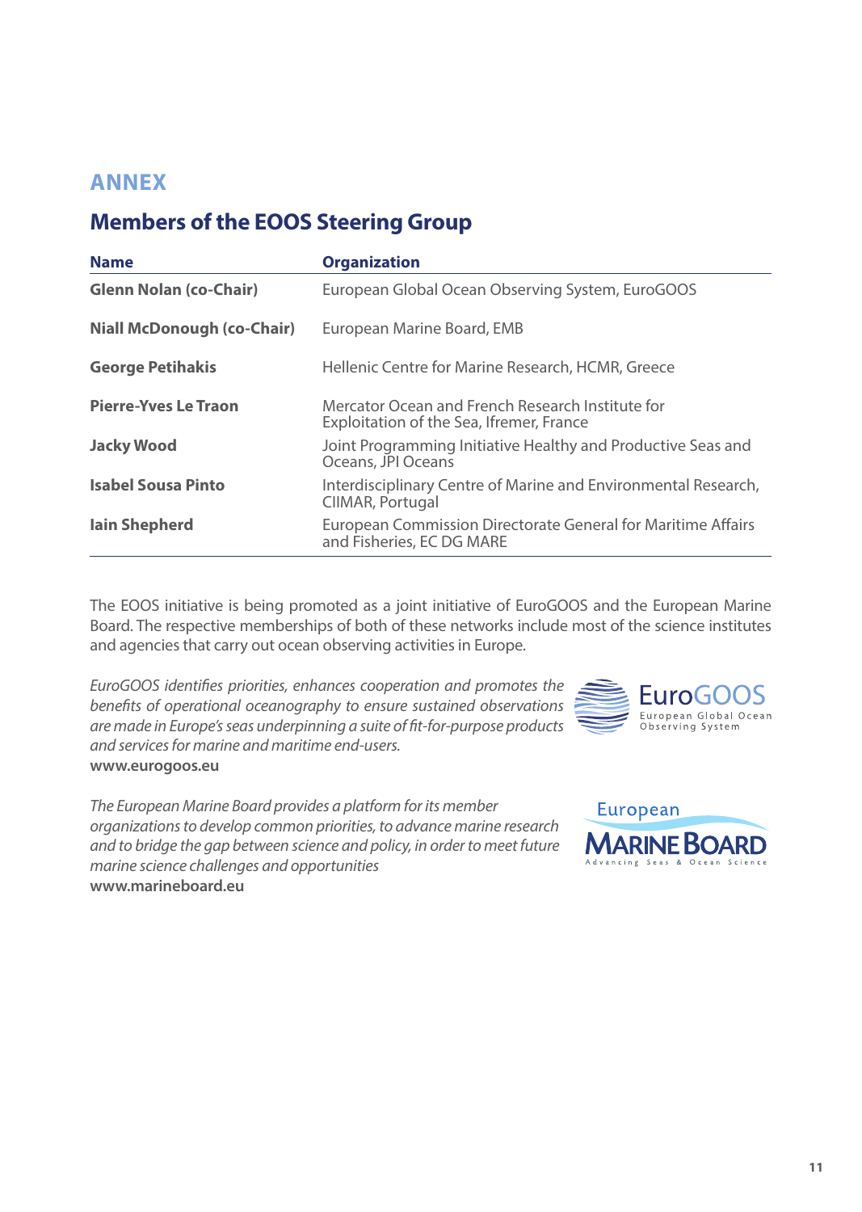## ANNEX

## Members of the EOOS Steering Group

| Name | Organization |
|---|---|
| **Glenn Nolan (co-Chair)** | European Global Ocean Observing System, EuroGOOS |
| **Niall McDonough (co-Chair)** | European Marine Board, EMB |
| **George Petihakis** | Hellenic Centre for Marine Research, HCMR, Greece |
| **Pierre-Yves Le Traon** | Mercator Ocean and French Research Institute for Exploitation of the Sea, Ifremer, France |
| **Jacky Wood** | Joint Programming Initiative Healthy and Productive Seas and Oceans, JPI Oceans |
| **Isabel Sousa Pinto** | Interdisciplinary Centre of Marine and Environmental Research, CIIMAR, Portugal |
| **Iain Shepherd** | European Commission Directorate General for Maritime Affairs and Fisheries, EC DG MARE |

The EOOS initiative is being promoted as a joint initiative of EuroGOOS and the European Marine Board. The respective memberships of both of these networks include most of the science institutes and agencies that carry out ocean observing activities in Europe.

*EuroGOOS identifies priorities, enhances cooperation and promotes the benefits of operational oceanography to ensure sustained observations are made in Europe's seas underpinning a suite of fit-for-purpose products and services for marine and maritime end-users.*
**www.eurogoos.eu**

EuroGOOS
European Global Ocean Observing System

*The European Marine Board provides a platform for its member organizations to develop common priorities, to advance marine research and to bridge the gap between science and policy, in order to meet future marine science challenges and opportunities*
**www.marineboard.eu**

European MARINE BOARD
Advancing Seas & Ocean Science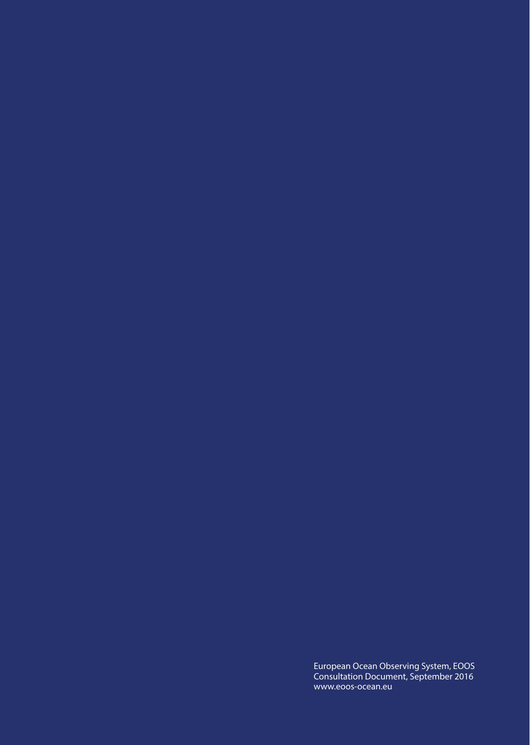European Ocean Observing System, EOOS
Consultation Document, September 2016
www.eoos-ocean.eu